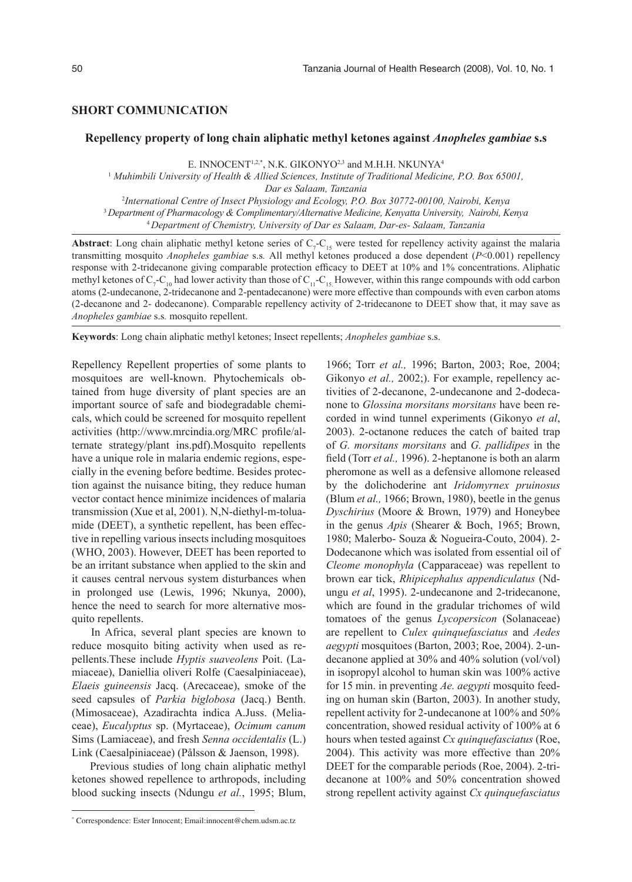## SHORT COMMUNICATION

# Repellency property of long chain aliphatic methyl ketones against *Anopheles gambiae* s.s

E. INNOCENT[1,2,*], N.K. GIKONYO[2,3] and M.H.H. NKUNYA[4]

[1] *Muhimbili University of Health & Allied Sciences, Institute of Traditional Medicine, P.O. Box 65001, Dar es Salaam, Tanzania*

[2] *International Centre of Insect Physiology and Ecology, P.O. Box 30772-00100, Nairobi, Kenya*

[3] *Department of Pharmacology & Complimentary/Alternative Medicine, Kenyatta University, Nairobi, Kenya*

[4] *Department of Chemistry, University of Dar es Salaam, Dar-es- Salaam, Tanzania*

**Abstract**: Long chain aliphatic methyl ketone series of $C_7$-$C_{15}$ were tested for repellency activity against the malaria transmitting mosquito *Anopheles gambiae* s.s*.* All methyl ketones produced a dose dependent ($P$<0.001) repellency response with 2-tridecanone giving comparable protection efficacy to DEET at 10% and 1% concentrations. Aliphatic methyl ketones of $C_7$-$C_{10}$ had lower activity than those of $C_{11}$-$C_{15}$. However, within this range compounds with odd carbon atoms (2-undecanone, 2-tridecanone and 2-pentadecanone) were more effective than compounds with even carbon atoms (2-decanone and 2- dodecanone). Comparable repellency activity of 2-tridecanone to DEET show that, it may save as *Anopheles gambiae* s.s*.* mosquito repellent.

**Keywords**: Long chain aliphatic methyl ketones; Insect repellents; *Anopheles gambiae* s.s.

Repellency Repellent properties of some plants to mosquitoes are well-known. Phytochemicals obtained from huge diversity of plant species are an important source of safe and biodegradable chemicals, which could be screened for mosquito repellent activities (http://www.mrcindia.org/MRC profile/alternate strategy/plant ins.pdf).Mosquito repellents have a unique role in malaria endemic regions, especially in the evening before bedtime. Besides protection against the nuisance biting, they reduce human vector contact hence minimize incidences of malaria transmission (Xue et al, 2001). N,N-diethyl-m-toluamide (DEET), a synthetic repellent, has been effective in repelling various insects including mosquitoes (WHO, 2003). However, DEET has been reported to be an irritant substance when applied to the skin and it causes central nervous system disturbances when in prolonged use (Lewis, 1996; Nkunya, 2000), hence the need to search for more alternative mosquito repellents.

In Africa, several plant species are known to reduce mosquito biting activity when used as repellents.These include *Hyptis suaveolens* Poit. (Lamiaceae), Daniellia oliveri Rolfe (Caesalpiniaceae), *Elaeis guineensis* Jacq. (Arecaceae), smoke of the seed capsules of *Parkia biglobosa* (Jacq.) Benth. (Mimosaceae), Azadirachta indica A.Juss. (Meliaceae), *Eucalyptus* sp. (Myrtaceae), *Ocimum canum* Sims (Lamiaceae), and fresh *Senna occidentalis* (L.) Link (Caesalpiniaceae) (Pålsson & Jaenson, 1998).

Previous studies of long chain aliphatic methyl ketones showed repellence to arthropods, including blood sucking insects (Ndungu *et al.*, 1995; Blum, 1966; Torr *et al.,* 1996; Barton, 2003; Roe, 2004; Gikonyo *et al.,* 2002;). For example, repellency activities of 2-decanone, 2-undecanone and 2-dodecanone to *Glossina morsitans morsitans* have been recorded in wind tunnel experiments (Gikonyo *et al*, 2003). 2-octanone reduces the catch of baited trap of *G. morsitans morsitans* and *G. pallidipes* in the field (Torr *et al.,* 1996). 2-heptanone is both an alarm pheromone as well as a defensive allomone released by the dolichoderine ant *Iridomyrnex pruinosus* (Blum *et al.,* 1966; Brown, 1980), beetle in the genus *Dyschirius* (Moore & Brown, 1979) and Honeybee in the genus *Apis* (Shearer & Boch, 1965; Brown, 1980; Malerbo- Souza & Nogueira-Couto, 2004). 2-Dodecanone which was isolated from essential oil of *Cleome monophyla* (Capparaceae) was repellent to brown ear tick, *Rhipicephalus appendiculatus* (Ndungu *et al*, 1995). 2-undecanone and 2-tridecanone, which are found in the gradular trichomes of wild tomatoes of the genus *Lycopersicon* (Solanaceae) are repellent to *Culex quinquefasciatus* and *Aedes aegypti* mosquitoes (Barton, 2003; Roe, 2004). 2-undecanone applied at 30% and 40% solution (vol/vol) in isopropyl alcohol to human skin was 100% active for 15 min. in preventing *Ae. aegypti* mosquito feeding on human skin (Barton, 2003). In another study, repellent activity for 2-undecanone at 100% and 50% concentration, showed residual activity of 100% at 6 hours when tested against *Cx quinquefasciatus* (Roe, 2004). This activity was more effective than 20% DEET for the comparable periods (Roe, 2004). 2-tridecanone at 100% and 50% concentration showed strong repellent activity against *Cx quinquefasciatus*

* Correspondence: Ester Innocent; Email:innocent@chem.udsm.ac.tz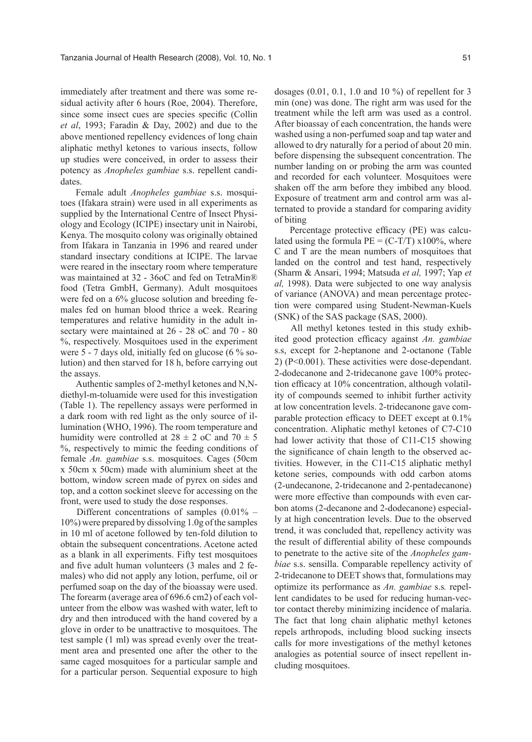immediately after treatment and there was some residual activity after 6 hours (Roe, 2004). Therefore, since some insect cues are species specific (Collin *et al*, 1993; Faradin & Day, 2002) and due to the above mentioned repellency evidences of long chain aliphatic methyl ketones to various insects, follow up studies were conceived, in order to assess their potency as *Anopheles gambiae* s.s. repellent candidates.

Female adult *Anopheles gambiae* s.s. mosquitoes (Ifakara strain) were used in all experiments as supplied by the International Centre of Insect Physiology and Ecology (ICIPE) insectary unit in Nairobi, Kenya. The mosquito colony was originally obtained from Ifakara in Tanzania in 1996 and reared under standard insectary conditions at ICIPE. The larvae were reared in the insectary room where temperature was maintained at 32 - 36oC and fed on TetraMin® food (Tetra GmbH, Germany). Adult mosquitoes were fed on a 6% glucose solution and breeding females fed on human blood thrice a week. Rearing temperatures and relative humidity in the adult insectary were maintained at 26 - 28 oC and 70 - 80 %, respectively. Mosquitoes used in the experiment were 5 - 7 days old, initially fed on glucose (6 % solution) and then starved for 18 h, before carrying out the assays.

Authentic samples of 2-methyl ketones and N,N-diethyl-m-toluamide were used for this investigation (Table 1). The repellency assays were performed in a dark room with red light as the only source of illumination (WHO, 1996). The room temperature and humidity were controlled at 28 ± 2 oC and 70 ± 5 %, respectively to mimic the feeding conditions of female *An. gambiae* s.s. mosquitoes. Cages (50cm x 50cm x 50cm) made with aluminium sheet at the bottom, window screen made of pyrex on sides and top, and a cotton sockinet sleeve for accessing on the front, were used to study the dose responses.

Different concentrations of samples (0.01% – 10%) were prepared by dissolving 1.0g of the samples in 10 ml of acetone followed by ten-fold dilution to obtain the subsequent concentrations. Acetone acted as a blank in all experiments. Fifty test mosquitoes and five adult human volunteers (3 males and 2 females) who did not apply any lotion, perfume, oil or perfumed soap on the day of the bioassay were used. The forearm (average area of 696.6 cm2) of each volunteer from the elbow was washed with water, left to dry and then introduced with the hand covered by a glove in order to be unattractive to mosquitoes. The test sample (1 ml) was spread evenly over the treatment area and presented one after the other to the same caged mosquitoes for a particular sample and for a particular person. Sequential exposure to high dosages (0.01, 0.1, 1.0 and 10 %) of repellent for 3 min (one) was done. The right arm was used for the treatment while the left arm was used as a control. After bioassay of each concentration, the hands were washed using a non-perfumed soap and tap water and allowed to dry naturally for a period of about 20 min. before dispensing the subsequent concentration. The number landing on or probing the arm was counted and recorded for each volunteer. Mosquitoes were shaken off the arm before they imbibed any blood. Exposure of treatment arm and control arm was alternated to provide a standard for comparing avidity of biting

Percentage protective efficacy (PE) was calculated using the formula PE = (C-T/T) x100%, where C and T are the mean numbers of mosquitoes that landed on the control and test hand, respectively (Sharm & Ansari, 1994; Matsuda *et al,* 1997; Yap *et al,* 1998). Data were subjected to one way analysis of variance (ANOVA) and mean percentage protection were compared using Student-Newman-Kuels (SNK) of the SAS package (SAS, 2000).

All methyl ketones tested in this study exhibited good protection efficacy against *An. gambiae* s.s, except for 2-heptanone and 2-octanone (Table 2) (P<0.001). These activities were dose-dependant. 2-dodecanone and 2-tridecanone gave 100% protection efficacy at 10% concentration, although volatility of compounds seemed to inhibit further activity at low concentration levels. 2-tridecanone gave comparable protection efficacy to DEET except at 0.1% concentration. Aliphatic methyl ketones of C7-C10 had lower activity that those of C11-C15 showing the significance of chain length to the observed activities. However, in the C11-C15 aliphatic methyl ketone series, compounds with odd carbon atoms (2-undecanone, 2-tridecanone and 2-pentadecanone) were more effective than compounds with even carbon atoms (2-decanone and 2-dodecanone) especially at high concentration levels. Due to the observed trend, it was concluded that, repellency activity was the result of differential ability of these compounds to penetrate to the active site of the *Anopheles gambiae* s.s. sensilla. Comparable repellency activity of 2-tridecanone to DEET shows that, formulations may optimize its performance as *An. gambiae* s.s*.* repellent candidates to be used for reducing human-vector contact thereby minimizing incidence of malaria. The fact that long chain aliphatic methyl ketones repels arthropods, including blood sucking insects calls for more investigations of the methyl ketones analogies as potential source of insect repellent including mosquitoes.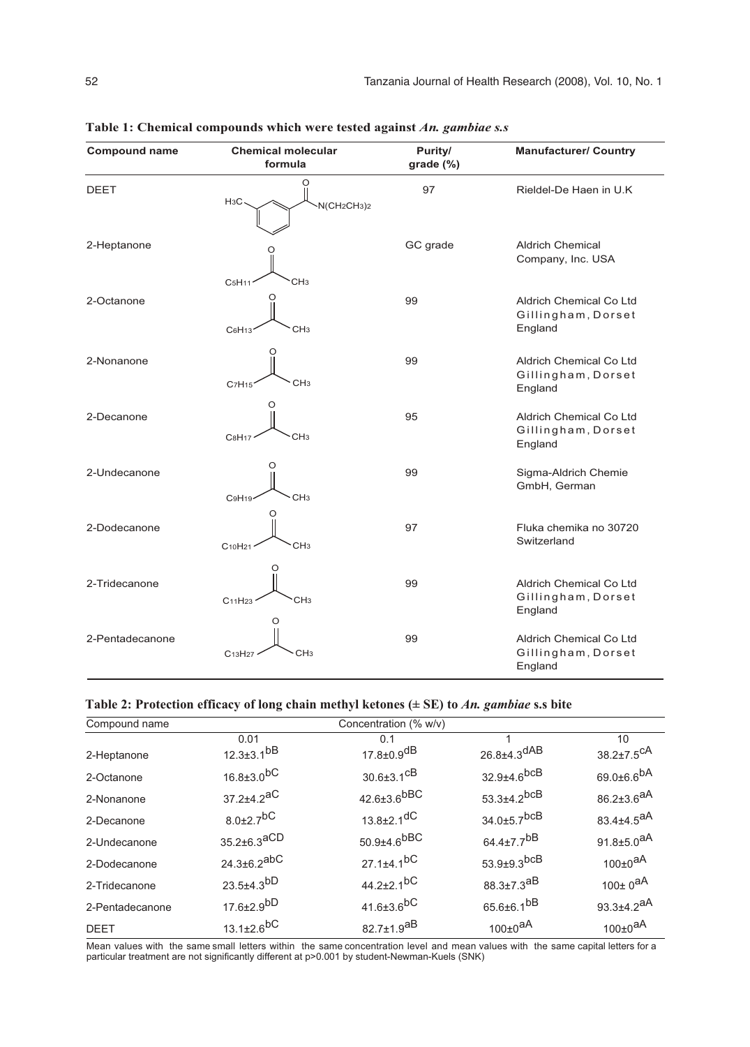**Table 1: Chemical compounds which were tested against *An. gambiae s.s***

| Compound name | Chemical molecular formula | Purity/ grade (%) | Manufacturer/ Country |
|---|---|---|---|
| DEET | $H_3C-C_6H_4-C(=O)N(CH_2CH_3)_2$ | 97 | Rieldel-De Haen in U.K |
| 2-Heptanone | $C_5H_{11}C(=O)CH_3$ | GC grade | Aldrich Chemical Company, Inc. USA |
| 2-Octanone | $C_6H_{13}C(=O)CH_3$ | 99 | Aldrich Chemical Co Ltd Gillingham, Dorset England |
| 2-Nonanone | $C_7H_{15}C(=O)CH_3$ | 99 | Aldrich Chemical Co Ltd Gillingham, Dorset England |
| 2-Decanone | $C_8H_{17}C(=O)CH_3$ | 95 | Aldrich Chemical Co Ltd Gillingham, Dorset England |
| 2-Undecanone | $C_9H_{19}C(=O)CH_3$ | 99 | Sigma-Aldrich Chemie GmbH, German |
| 2-Dodecanone | $C_{10}H_{21}C(=O)CH_3$ | 97 | Fluka chemika no 30720 Switzerland |
| 2-Tridecanone | $C_{11}H_{23}C(=O)CH_3$ | 99 | Aldrich Chemical Co Ltd Gillingham, Dorset England |
| 2-Pentadecanone | $C_{13}H_{27}C(=O)CH_3$ | 99 | Aldrich Chemical Co Ltd Gillingham, Dorset England |

**Table 2: Protection efficacy of long chain methyl ketones (± SE) to *An. gambiae* s.s bite**

| Compound name | Concentration (% w/v) | | | |
|---|---|---|---|---|
| | 0.01 | 0.1 | 1 | 10 |
| 2-Heptanone | 12.3±3.1[bB] | 17.8±0.9[dB] | 26.8±4.3[dAB] | 38.2±7.5[cA] |
| 2-Octanone | 16.8±3.0[bC] | 30.6±3.1[cB] | 32.9±4.6[bcB] | 69.0±6.6[bA] |
| 2-Nonanone | 37.2±4.2[aC] | 42.6±3.6[bBC] | 53.3±4.2[bcB] | 86.2±3.6[aA] |
| 2-Decanone | 8.0±2.7[bC] | 13.8±2.1[dC] | 34.0±5.7[bcB] | 83.4±4.5[aA] |
| 2-Undecanone | 35.2±6.3[aCD] | 50.9±4.6[bBC] | 64.4±7.7[bB] | 91.8±5.0[aA] |
| 2-Dodecanone | 24.3±6.2[abC] | 27.1±4.1[bC] | 53.9±9.3[bcB] | 100±0[aA] |
| 2-Tridecanone | 23.5±4.3[bD] | 44.2±2.1[bC] | 88.3±7.3[aB] | 100± 0[aA] |
| 2-Pentadecanone | 17.6±2.9[bD] | 41.6±3.6[bC] | 65.6±6.1[bB] | 93.3±4.2[aA] |
| DEET | 13.1±2.6[bC] | 82.7±1.9[aB] | 100±0[aA] | 100±0[aA] |

Mean values with the same small letters within the same concentration level and mean values with the same capital letters for a particular treatment are not significantly different at p>0.001 by student-Newman-Kuels (SNK)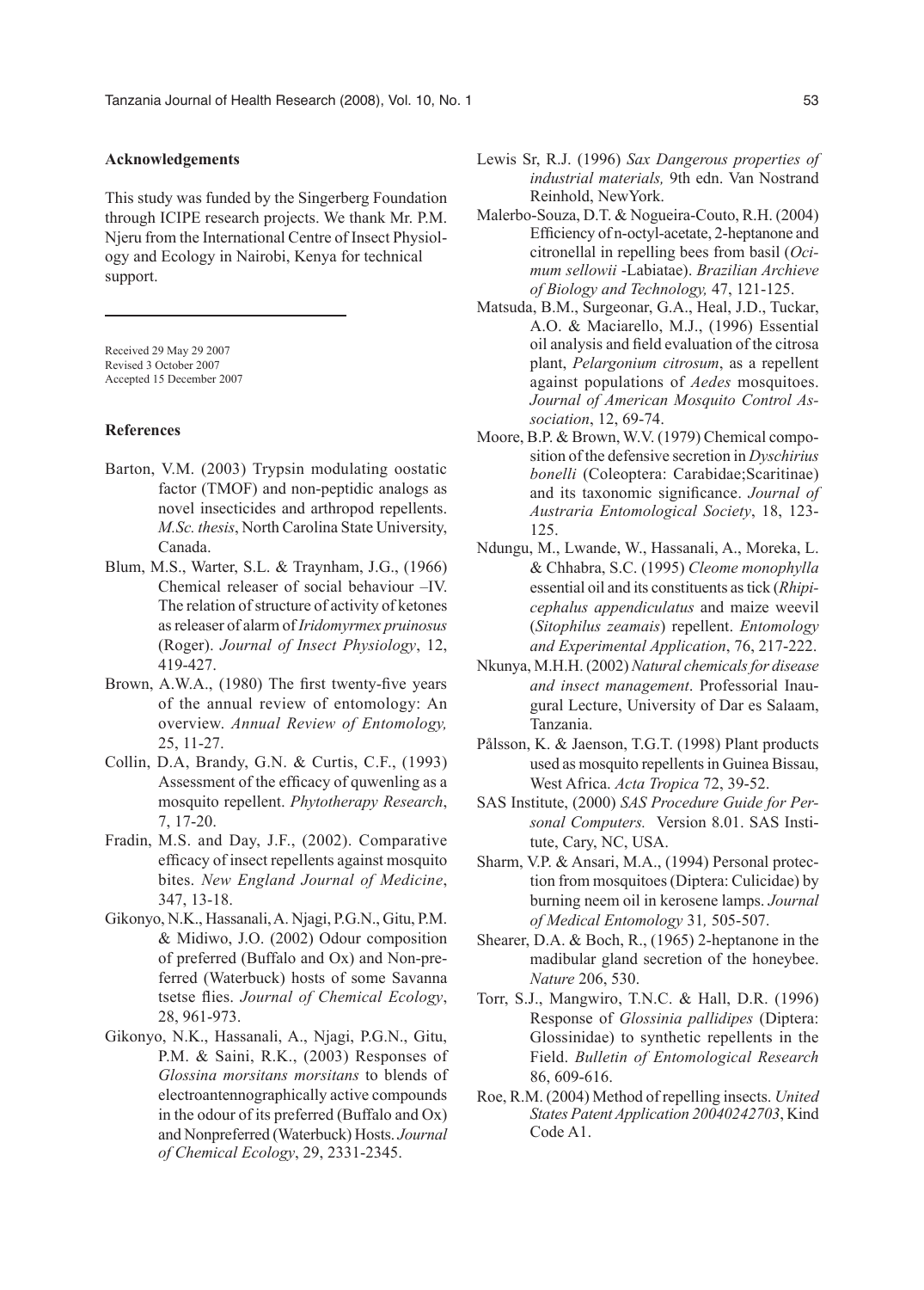## Acknowledgements

This study was funded by the Singerberg Foundation through ICIPE research projects. We thank Mr. P.M. Njeru from the International Centre of Insect Physiology and Ecology in Nairobi, Kenya for technical support.

---

Received 29 May 29 2007  
Revised 3 October 2007  
Accepted 15 December 2007

## References

Barton, V.M. (2003) Trypsin modulating oostatic factor (TMOF) and non-peptidic analogs as novel insecticides and arthropod repellents. *M.Sc. thesis*, North Carolina State University, Canada.

Blum, M.S., Warter, S.L. & Traynham, J.G., (1966) Chemical releaser of social behaviour –IV. The relation of structure of activity of ketones as releaser of alarm of *Iridomyrmex pruinosus* (Roger). *Journal of Insect Physiology*, 12, 419-427.

Brown, A.W.A., (1980) The first twenty-five years of the annual review of entomology: An overview. *Annual Review of Entomology,* 25, 11-27.

Collin, D.A, Brandy, G.N. & Curtis, C.F., (1993) Assessment of the efficacy of quwenling as a mosquito repellent. *Phytotherapy Research*, 7, 17-20.

Fradin, M.S. and Day, J.F., (2002). Comparative efficacy of insect repellents against mosquito bites. *New England Journal of Medicine*, 347, 13-18.

Gikonyo, N.K., Hassanali, A. Njagi, P.G.N., Gitu, P.M. & Midiwo, J.O. (2002) Odour composition of preferred (Buffalo and Ox) and Non-preferred (Waterbuck) hosts of some Savanna tsetse flies. *Journal of Chemical Ecology*, 28, 961-973.

Gikonyo, N.K., Hassanali, A., Njagi, P.G.N., Gitu, P.M. & Saini, R.K., (2003) Responses of *Glossina morsitans morsitans* to blends of electroantennographically active compounds in the odour of its preferred (Buffalo and Ox) and Nonpreferred (Waterbuck) Hosts. *Journal of Chemical Ecology*, 29, 2331-2345.

Lewis Sr, R.J. (1996) *Sax Dangerous properties of industrial materials,* 9th edn. Van Nostrand Reinhold, NewYork.

Malerbo-Souza, D.T. & Nogueira-Couto, R.H. (2004) Efficiency of n-octyl-acetate, 2-heptanone and citronellal in repelling bees from basil (*Ocimum sellowii* -Labiatae). *Brazilian Archieve of Biology and Technology,* 47, 121-125.

Matsuda, B.M., Surgeonar, G.A., Heal, J.D., Tuckar, A.O. & Maciarello, M.J., (1996) Essential oil analysis and field evaluation of the citrosa plant, *Pelargonium citrosum*, as a repellent against populations of *Aedes* mosquitoes. *Journal of American Mosquito Control Association*, 12, 69-74.

Moore, B.P. & Brown, W.V. (1979) Chemical composition of the defensive secretion in *Dyschirius bonelli* (Coleoptera: Carabidae;Scaritinae) and its taxonomic significance. *Journal of Austraria Entomological Society*, 18, 123-125.

Ndungu, M., Lwande, W., Hassanali, A., Moreka, L. & Chhabra, S.C. (1995) *Cleome monophylla* essential oil and its constituents as tick (*Rhipicephalus appendiculatus* and maize weevil (*Sitophilus zeamais*) repellent. *Entomology and Experimental Application*, 76, 217-222.

Nkunya, M.H.H. (2002) *Natural chemicals for disease and insect management*. Professorial Inaugural Lecture, University of Dar es Salaam, Tanzania.

Pålsson, K. & Jaenson, T.G.T. (1998) Plant products used as mosquito repellents in Guinea Bissau, West Africa. *Acta Tropica* 72, 39-52.

SAS Institute, (2000) *SAS Procedure Guide for Personal Computers.* Version 8.01. SAS Institute, Cary, NC, USA.

Sharm, V.P. & Ansari, M.A., (1994) Personal protection from mosquitoes (Diptera: Culicidae) by burning neem oil in kerosene lamps. *Journal of Medical Entomology* 31*,* 505-507.

Shearer, D.A. & Boch, R., (1965) 2-heptanone in the madibular gland secretion of the honeybee. *Nature* 206, 530.

Torr, S.J., Mangwiro, T.N.C. & Hall, D.R. (1996) Response of *Glossinia pallidipes* (Diptera: Glossinidae) to synthetic repellents in the Field. *Bulletin of Entomological Research* 86, 609-616.

Roe, R.M. (2004) Method of repelling insects. *United States Patent Application 20040242703*, Kind Code A1.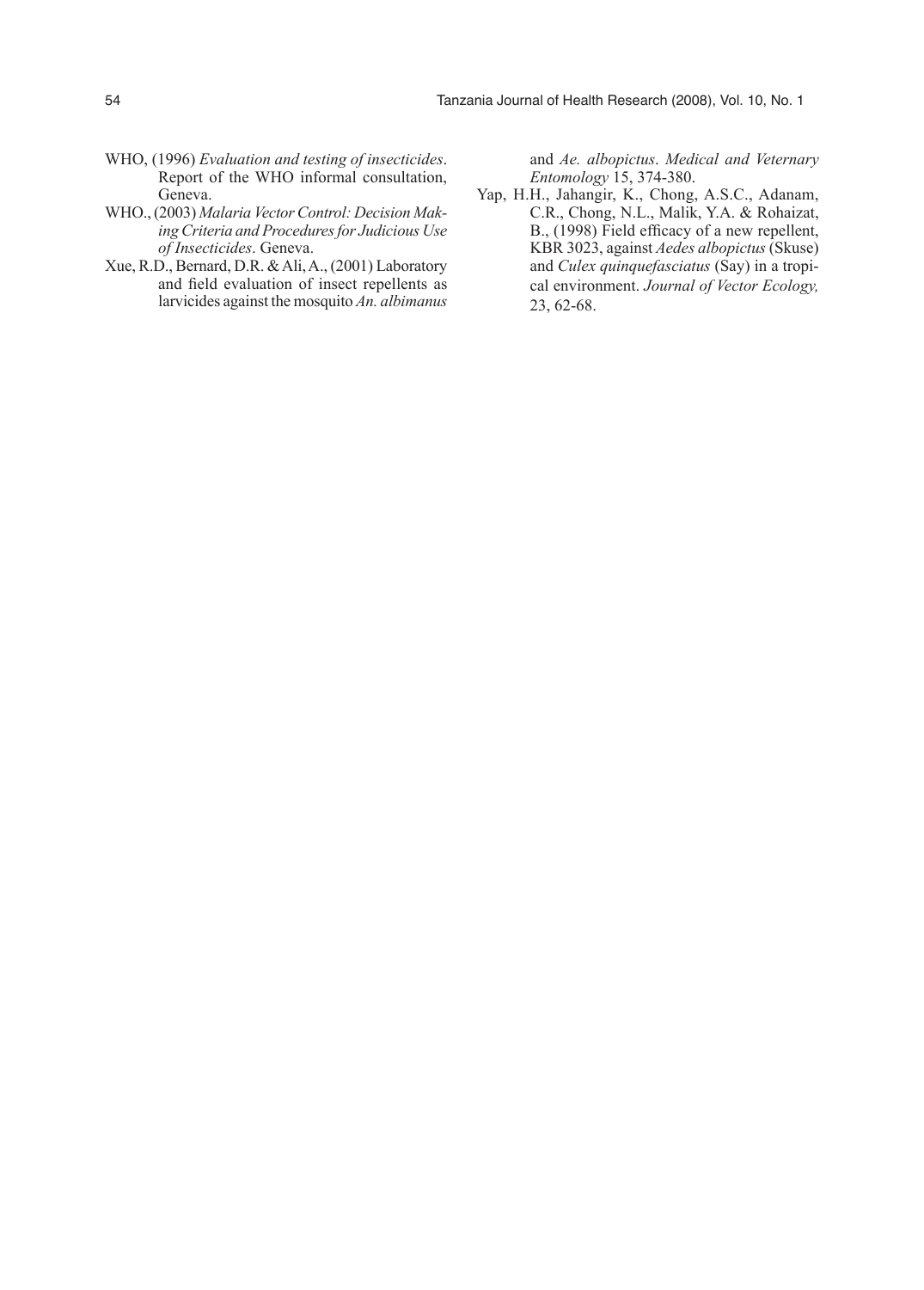WHO, (1996) *Evaluation and testing of insecticides*. Report of the WHO informal consultation, Geneva.

WHO., (2003) *Malaria Vector Control: Decision Making Criteria and Procedures for Judicious Use of Insecticides*. Geneva.

Xue, R.D., Bernard, D.R. & Ali, A., (2001) Laboratory and field evaluation of insect repellents as larvicides against the mosquito *An. albimanus* and *Ae. albopictus*. *Medical and Veternary Entomology* 15, 374-380.

Yap, H.H., Jahangir, K., Chong, A.S.C., Adanam, C.R., Chong, N.L., Malik, Y.A. & Rohaizat, B., (1998) Field efficacy of a new repellent, KBR 3023, against *Aedes albopictus* (Skuse) and *Culex quinquefasciatus* (Say) in a tropical environment. *Journal of Vector Ecology,* 23, 62-68.